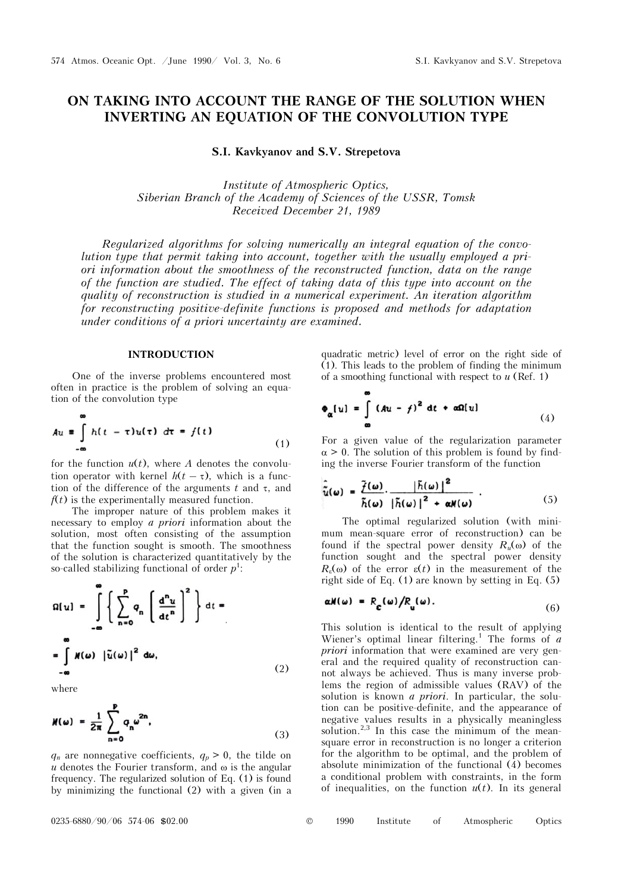// Title, header and footer handling
# ON TAKING INTO ACCOUNT THE RANGE OF THE SOLUTION WHEN INVERTING AN EQUATION OF THE CONVOLUTION TYPE

**S.I. Kavkyanov and S.V. Strepetova**

*Institute of Atmospheric Optics,*
*Siberian Branch of the Academy of Sciences of the USSR, Tomsk*
*Received December 21, 1989*

*Regularized algorithms for solving numerically an integral equation of the convolution type that permit taking into account, together with the usually employed a priori information about the smoothness of the reconstructed function, data on the range of the function are studied. The effect of taking data of this type into account on the quality of reconstruction is studied in a numerical experiment. An iteration algorithm for reconstructing positive-definite functions is proposed and methods for adaptation under conditions of a priori uncertainty are examined.*

## INTRODUCTION

One of the inverse problems encountered most often in practice is the problem of solving an equation of the convolution type

$$Au \equiv \int_{-\infty}^{\infty} h(t-\tau)u(\tau)\,d\tau = f(t) \tag{1}$$

for the function $u(t)$, where $A$ denotes the convolution operator with kernel $h(t-\tau)$, which is a function of the difference of the arguments $t$ and $\tau$, and $f(t)$ is the experimentally measured function.

The improper nature of this problem makes it necessary to employ *a priori* information about the solution, most often consisting of the assumption that the function sought is smooth. The smoothness of the solution is characterized quantitatively by the so-called stabilizing functional of order $p$[1]:

$$\Omega[u] = \int_{-\infty}^{\infty} \left\{ \sum_{n=0}^{p} q_n \left[ \frac{d^n u}{dt^n} \right]^2 \right\} dt = \int_{-\infty}^{\infty} M(\omega)\, |\tilde{u}(\omega)|^2\, d\omega, \tag{2}$$

where

$$M(\omega) = \frac{1}{2\pi} \sum_{n=0}^{p} q_n \omega^{2n}, \tag{3}$$

$q_n$ are nonnegative coefficients, $q_p > 0$, the tilde on $u$ denotes the Fourier transform, and $\omega$ is the angular frequency. The regularized solution of Eq. (1) is found by minimizing the functional (2) with a given (in a quadratic metric) level of error on the right side of (1). This leads to the problem of finding the minimum of a smoothing functional with respect to $u$ (Ref. 1)

$$\Phi_\alpha[u] = \int_{\infty}^{\infty} (Au - f)^2\, dt + \alpha\Omega[u] \tag{4}$$

For a given value of the regularization parameter $\alpha > 0$. The solution of this problem is found by finding the inverse Fourier transform of the function

$$\hat{\tilde{u}}(\omega) = \frac{\tilde{f}(\omega)}{\tilde{h}(\omega)} \cdot \frac{|\tilde{h}(\omega)|^2}{|\tilde{h}(\omega)|^2 + \alpha M(\omega)}. \tag{5}$$

The optimal regularized solution (with minimum mean-square error of reconstruction) can be found if the spectral power density $R_u(\omega)$ of the function sought and the spectral power density $R_\varepsilon(\omega)$ of the error $\varepsilon(t)$ in the measurement of the right side of Eq. (1) are known by setting in Eq. (5)

$$\alpha M(\omega) = R_\varepsilon(\omega)/R_u(\omega). \tag{6}$$

This solution is identical to the result of applying Wiener's optimal linear filtering.[1] The forms of *a priori* information that were examined are very general and the required quality of reconstruction cannot always be achieved. Thus is many inverse problems the region of admissible values (RAV) of the solution is known *a priori*. In particular, the solution can be positive-definite, and the appearance of negative values results in a physically meaningless solution.[2,3] In this case the minimum of the mean-square error in reconstruction is no longer a criterion for the algorithm to be optimal, and the problem of absolute minimization of the functional (4) becomes a conditional problem with constraints, in the form of inequalities, on the function $u(t)$. In its general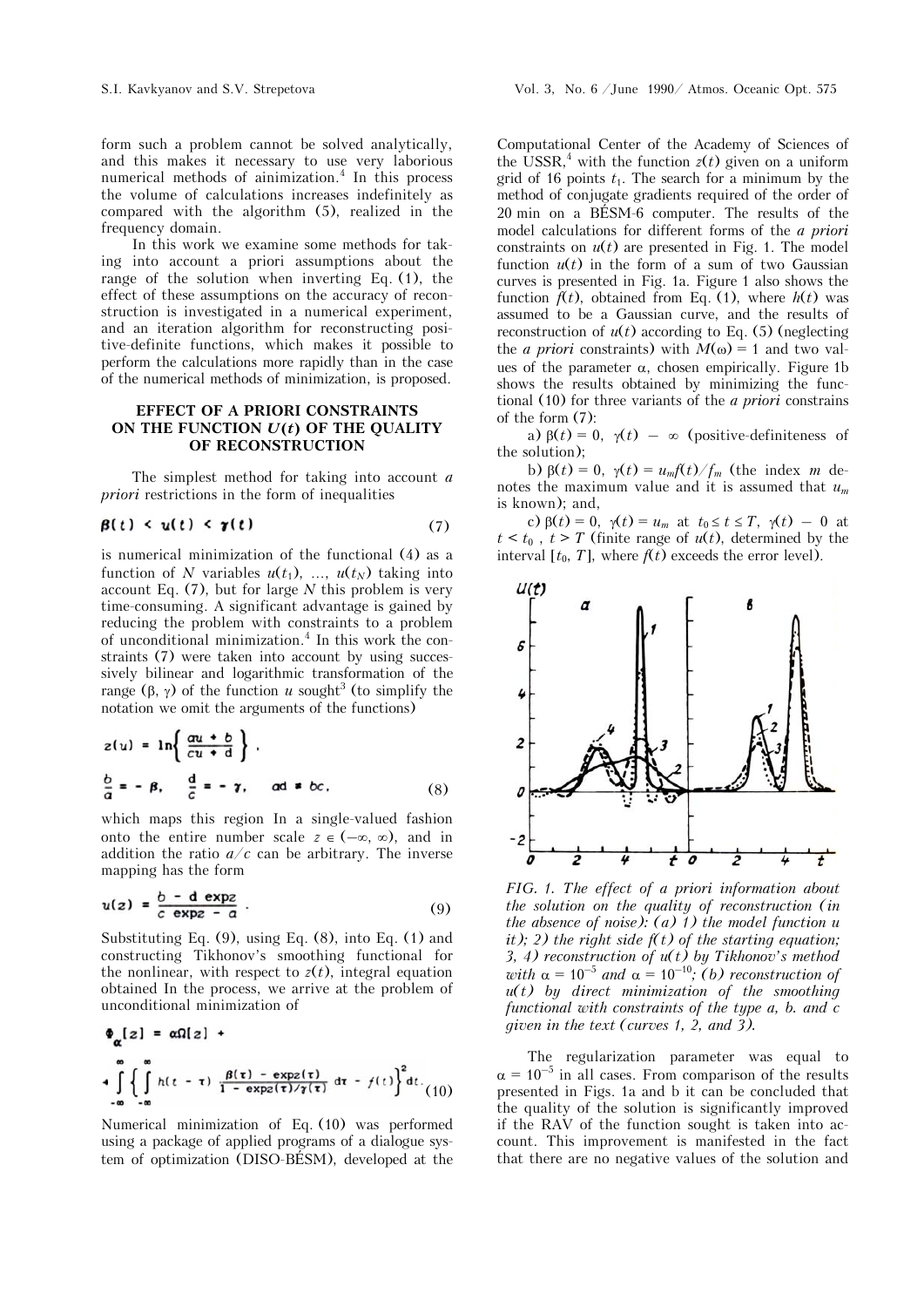form such a problem cannot be solved analytically, and this makes it necessary to use very laborious numerical methods of ainimization.[4] In this process the volume of calculations increases indefinitely as compared with the algorithm (5), realized in the frequency domain.

In this work we examine some methods for taking into account a priori assumptions about the range of the solution when inverting Eq. (1), the effect of these assumptions on the accuracy of reconstruction is investigated in a numerical experiment, and an iteration algorithm for reconstructing positive-definite functions, which makes it possible to perform the calculations more rapidly than in the case of the numerical methods of minimization, is proposed.

## EFFECT OF A PRIORI CONSTRAINTS ON THE FUNCTION $U(t)$ OF THE QUALITY OF RECONSTRUCTION

The simplest method for taking into account *a priori* restrictions in the form of inequalities

$$\beta(t) < u(t) < \gamma(t) \tag{7}$$

is numerical minimization of the functional (4) as a function of $N$ variables $u(t_1)$, ..., $u(t_N)$ taking into account Eq. (7), but for large $N$ this problem is very time-consuming. A significant advantage is gained by reducing the problem with constraints to a problem of unconditional minimization.[4] In this work the constraints (7) were taken into account by using successively bilinear and logarithmic transformation of the range ($\beta$, $\gamma$) of the function $u$ sought[3] (to simplify the notation we omit the arguments of the functions)

$$z(u) = \ln\left\{ \frac{au + b}{cu + d} \right\},$$
$$\frac{b}{a} = -\beta, \quad \frac{d}{c} = -\gamma, \quad ad \neq bc, \tag{8}$$

which maps this region In a single-valued fashion onto the entire number scale $z \in (-\infty, \infty)$, and in addition the ratio $a/c$ can be arbitrary. The inverse mapping has the form

$$u(z) = \frac{b - d \exp z}{c \exp z - a}. \tag{9}$$

Substituting Eq. (9), using Eq. (8), into Eq. (1) and constructing Tikhonov's smoothing functional for the nonlinear, with respect to $z(t)$, integral equation obtained In the process, we arrive at the problem of unconditional minimization of

$$\Phi_\alpha[z] = \alpha\Omega[z] + \int\limits_{-\infty}^{\infty} \left\{ \int\limits_{-\infty}^{\infty} h(t - \tau) \frac{\beta(\tau) - \exp z(\tau)}{1 - \exp z(\tau)/\gamma(\tau)} d\tau - f(t) \right\}^2 dt. \tag{10}$$

Numerical minimization of Eq. (10) was performed using a package of applied programs of a dialogue system of optimization (DISO-BÉSM), developed at the Computational Center of the Academy of Sciences of the USSR,[4] with the function $z(t)$ given on a uniform grid of 16 points $t_1$. The search for a minimum by the method of conjugate gradients required of the order of 20 min on a BÉSM-6 computer. The results of the model calculations for different forms of the *a priori* constraints on $u(t)$ are presented in Fig. 1. The model function $u(t)$ in the form of a sum of two Gaussian curves is presented in Fig. 1a. Figure 1 also shows the function $f(t)$, obtained from Eq. (1), where $h(t)$ was assumed to be a Gaussian curve, and the results of reconstruction of $u(t)$ according to Eq. (5) (neglecting the *a priori* constraints) with $M(\omega) = 1$ and two values of the parameter $\alpha$, chosen empirically. Figure 1b shows the results obtained by minimizing the functional (10) for three variants of the *a priori* constrains of the form (7):

a) $\beta(t) = 0$, $\gamma(t) - \infty$ (positive-definiteness of the solution);

b) $\beta(t) = 0$, $\gamma(t) = u_m f(t)/f_m$ (the index $m$ denotes the maximum value and it is assumed that $u_m$ is known); and,

c) $\beta(t) = 0$, $\gamma(t) = u_m$ at $t_0 \leq t \leq T$, $\gamma(t) - 0$ at $t < t_0$, $t > T$ (finite range of $u(t)$, determined by the interval $[t_0, T]$, where $f(t)$ exceeds the error level).

*FIG. 1. The effect of a priori information about the solution on the quality of reconstruction (in the absence of noise): (a) 1) the model function u it); 2) the right side $f(t)$ of the starting equation; 3, 4) reconstruction of $u(t)$ by Tikhonov's method with $\alpha = 10^{-5}$ and $\alpha = 10^{-10}$; (b) reconstruction of $u(t)$ by direct minimization of the smoothing functional with constraints of the type a, b. and c given in the text (curves 1, 2, and 3).*

The regularization parameter was equal to $\alpha = 10^{-5}$ in all cases. From comparison of the results presented in Figs. 1a and b it can be concluded that the quality of the solution is significantly improved if the RAV of the function sought is taken into account. This improvement is manifested in the fact that there are no negative values of the solution and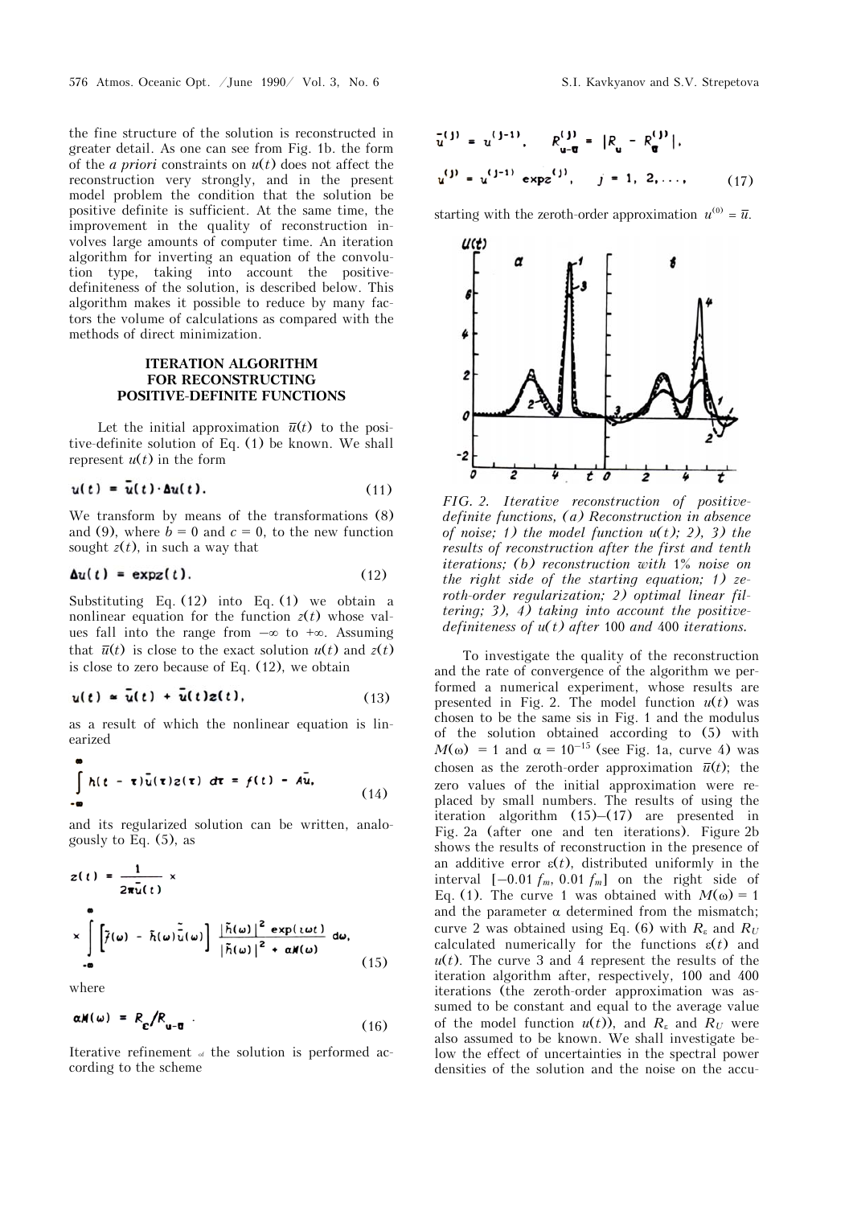the fine structure of the solution is reconstructed in greater detail. As one can see from Fig. 1b. the form of the *a priori* constraints on $u(t)$ does not affect the reconstruction very strongly, and in the present model problem the condition that the solution be positive definite is sufficient. At the same time, the improvement in the quality of reconstruction involves large amounts of computer time. An iteration algorithm for inverting an equation of the convolution type, taking into account the positive-definiteness of the solution, is described below. This algorithm makes it possible to reduce by many factors the volume of calculations as compared with the methods of direct minimization.

## ITERATION ALGORITHM FOR RECONSTRUCTING POSITIVE-DEFINITE FUNCTIONS

Let the initial approximation $\bar{u}(t)$ to the positive-definite solution of Eq. (1) be known. We shall represent $u(t)$ in the form

$$u(t) = \bar{u}(t)\cdot\Delta u(t). \tag{11}$$

We transform by means of the transformations (8) and (9), where $b = 0$ and $c = 0$, to the new function sought $z(t)$, in such a way that

$$\Delta u(t) = \exp z(t). \tag{12}$$

Substituting Eq. (12) into Eq. (1) we obtain a nonlinear equation for the function $z(t)$ whose values fall into the range from $-\infty$ to $+\infty$. Assuming that $\bar{u}(t)$ is close to the exact solution $u(t)$ and $z(t)$ is close to zero because of Eq. (12), we obtain

$$u(t) \approx \bar{u}(t) + \bar{u}(t)z(t), \tag{13}$$

as a result of which the nonlinear equation is linearized

$$\int_{-\infty}^{\infty} h(t-\tau)\bar{u}(\tau)z(\tau)\, d\tau = f(t) - A\bar{u}, \tag{14}$$

and its regularized solution can be written, analogously to Eq. (5), as

$$z(t) = \frac{1}{2\pi\bar{u}(t)} \times \int_{-\infty}^{\infty} \left[\tilde{f}(\omega) - \tilde{h}(\omega)\tilde{\bar{u}}(\omega)\right] \frac{|\tilde{h}(\omega)|^2 \exp(i\omega t)}{|\tilde{h}(\omega)|^2 + \alpha M(\omega)}\, d\omega, \tag{15}$$

where

$$\alpha M(\omega) = R_{\varepsilon}/R_{u-\bar{u}}\,. \tag{16}$$

Iterative refinement of the solution is performed according to the scheme

$$\bar{u}^{(j)} = u^{(j-1)}, \quad R^{(j)}_{u-\bar{u}} = |R_u - R^{(j)}_{\bar{u}}|,$$

$$u^{(j)} = u^{(j-1)} \exp z^{(j)}, \quad j = 1, 2, \ldots, \tag{17}$$

starting with the zeroth-order approximation $u^{(0)} = \bar{u}$.

*FIG. 2. Iterative reconstruction of positive-definite functions, (a) Reconstruction in absence of noise; 1) the model function $u(t)$; 2), 3) the results of reconstruction after the first and tenth iterations; (b) reconstruction with 1% noise on the right side of the starting equation; 1) zeroth-order regularization; 2) optimal linear filtering; 3), 4) taking into account the positive-definiteness of $u(t)$ after 100 and 400 iterations.*

To investigate the quality of the reconstruction and the rate of convergence of the algorithm we performed a numerical experiment, whose results are presented in Fig. 2. The model function $u(t)$ was chosen to be the same sis in Fig. 1 and the modulus of the solution obtained according to (5) with $M(\omega) = 1$ and $\alpha = 10^{-15}$ (see Fig. 1a, curve 4) was chosen as the zeroth-order approximation $\bar{u}(t)$; the zero values of the initial approximation were replaced by small numbers. The results of using the iteration algorithm (15)–(17) are presented in Fig. 2a (after one and ten iterations). Figure 2b shows the results of reconstruction in the presence of an additive error $\varepsilon(t)$, distributed uniformly in the interval $[-0.01\, f_m, 0.01\, f_m]$ on the right side of Eq. (1). The curve 1 was obtained with $M(\omega) = 1$ and the parameter $\alpha$ determined from the mismatch; curve 2 was obtained using Eq. (6) with $R_{\varepsilon}$ and $R_U$ calculated numerically for the functions $\varepsilon(t)$ and $u(t)$. The curve 3 and 4 represent the results of the iteration algorithm after, respectively, 100 and 400 iterations (the zeroth-order approximation was assumed to be constant and equal to the average value of the model function $u(t)$), and $R_{\varepsilon}$ and $R_U$ were also assumed to be known. We shall investigate below the effect of uncertainties in the spectral power densities of the solution and the noise on the accu-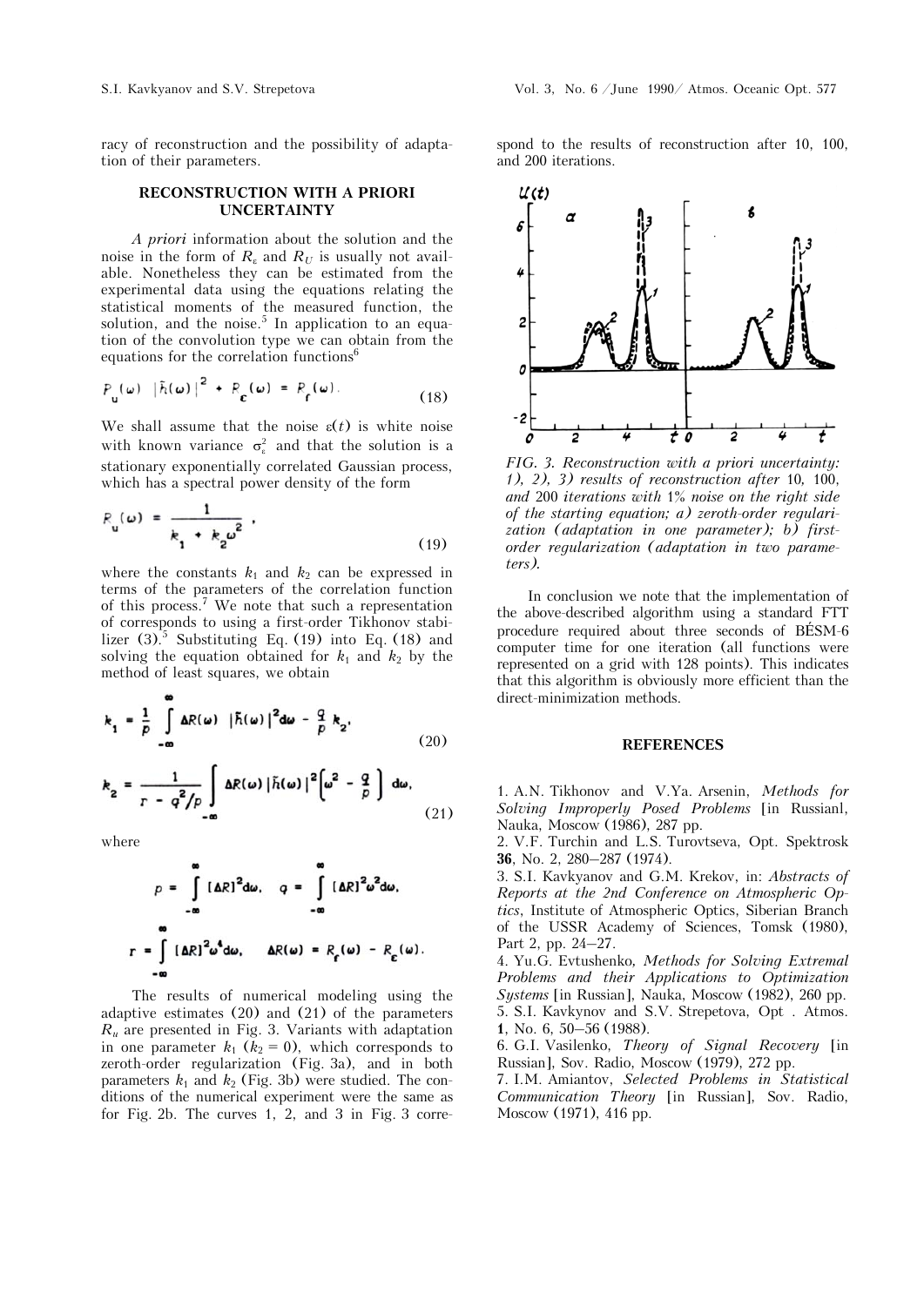racy of reconstruction and the possibility of adaptation of their parameters.

## RECONSTRUCTION WITH A PRIORI UNCERTAINTY

*A priori* information about the solution and the noise in the form of $R_\varepsilon$ and $R_U$ is usually not available. Nonetheless they can be estimated from the experimental data using the equations relating the statistical moments of the measured function, the solution, and the noise.[5] In application to an equation of the convolution type we can obtain from the equations for the correlation functions[6]

$$P_u(\omega)\ |\tilde{h}(\omega)|^2 + P_\varepsilon(\omega) = P_f(\omega). \tag{18}$$

We shall assume that the noise $\varepsilon(t)$ is white noise with known variance $\sigma_\varepsilon^2$ and that the solution is a stationary exponentially correlated Gaussian process, which has a spectral power density of the form

$$R_u(\omega) = \frac{1}{k_1 + k_2\omega^2}, \tag{19}$$

where the constants $k_1$ and $k_2$ can be expressed in terms of the parameters of the correlation function of this process.[7] We note that such a representation of corresponds to using a first-order Tikhonov stabilizer (3).[5] Substituting Eq. (19) into Eq. (18) and solving the equation obtained for $k_1$ and $k_2$ by the method of least squares, we obtain

$$k_1 = \frac{1}{p}\int_{-\infty}^{\infty} \Delta R(\omega)\ |\tilde{h}(\omega)|^2 d\omega - \frac{q}{p}k_2, \tag{20}$$

$$k_2 = \frac{1}{r - q^2/p}\int_{-\infty}^{\infty} \Delta R(\omega)\,|\tilde{h}(\omega)|^2\left(\omega^2 - \frac{q}{p}\right)d\omega, \tag{21}$$

where

$$p = \int_{-\infty}^{\infty} [\Delta R]^2 d\omega, \quad q = \int_{-\infty}^{\infty} [\Delta R]^2\omega^2 d\omega,$$

$$r = \int_{-\infty}^{\infty} [\Delta R]^2\omega^4 d\omega, \quad \Delta R(\omega) = R_f(\omega) - R_\varepsilon(\omega).$$

The results of numerical modeling using the adaptive estimates (20) and (21) of the parameters $R_u$ are presented in Fig. 3. Variants with adaptation in one parameter $k_1$ ($k_2 = 0$), which corresponds to zeroth-order regularization (Fig. 3a), and in both parameters $k_1$ and $k_2$ (Fig. 3b) were studied. The conditions of the numerical experiment were the same as for Fig. 2b. The curves 1, 2, and 3 in Fig. 3 correspond to the results of reconstruction after 10, 100, and 200 iterations.

*FIG. 3. Reconstruction with a priori uncertainty: 1), 2), 3) results of reconstruction after 10, 100, and 200 iterations with 1% noise on the right side of the starting equation; a) zeroth-order regularization (adaptation in one parameter); b) first-order regularization (adaptation in two parameters).*

In conclusion we note that the implementation of the above-described algorithm using a standard FTT procedure required about three seconds of BÉSM-6 computer time for one iteration (all functions were represented on a grid with 128 points). This indicates that this algorithm is obviously more efficient than the direct-minimization methods.

## REFERENCES

1. A.N. Tikhonov and V.Ya. Arsenin, *Methods for Solving Improperly Posed Problems* [in Russianl, Nauka, Moscow (1986), 287 pp.
2. V.F. Turchin and L.S. Turovtseva, Opt. Spektrosk **36**, No. 2, 280–287 (1974).
3. S.I. Kavkyanov and G.M. Krekov, in: *Abstracts of Reports at the 2nd Conference on Atmospheric Optics*, Institute of Atmospheric Optics, Siberian Branch of the USSR Academy of Sciences, Tomsk (1980), Part 2, pp. 24–27.
4. Yu.G. Evtushenko, *Methods for Solving Extremal Problems and their Applications to Optimization Systems* [in Russian], Nauka, Moscow (1982), 260 pp.
5. S.I. Kavkynov and S.V. Strepetova, Opt . Atmos. **1**, No. 6, 50–56 (1988).
6. G.I. Vasilenko, *Theory of Signal Recovery* [in Russian], Sov. Radio, Moscow (1979), 272 pp.
7. I.M. Amiantov, *Selected Problems in Statistical Communication Theory* [in Russian], Sov. Radio, Moscow (1971), 416 pp.